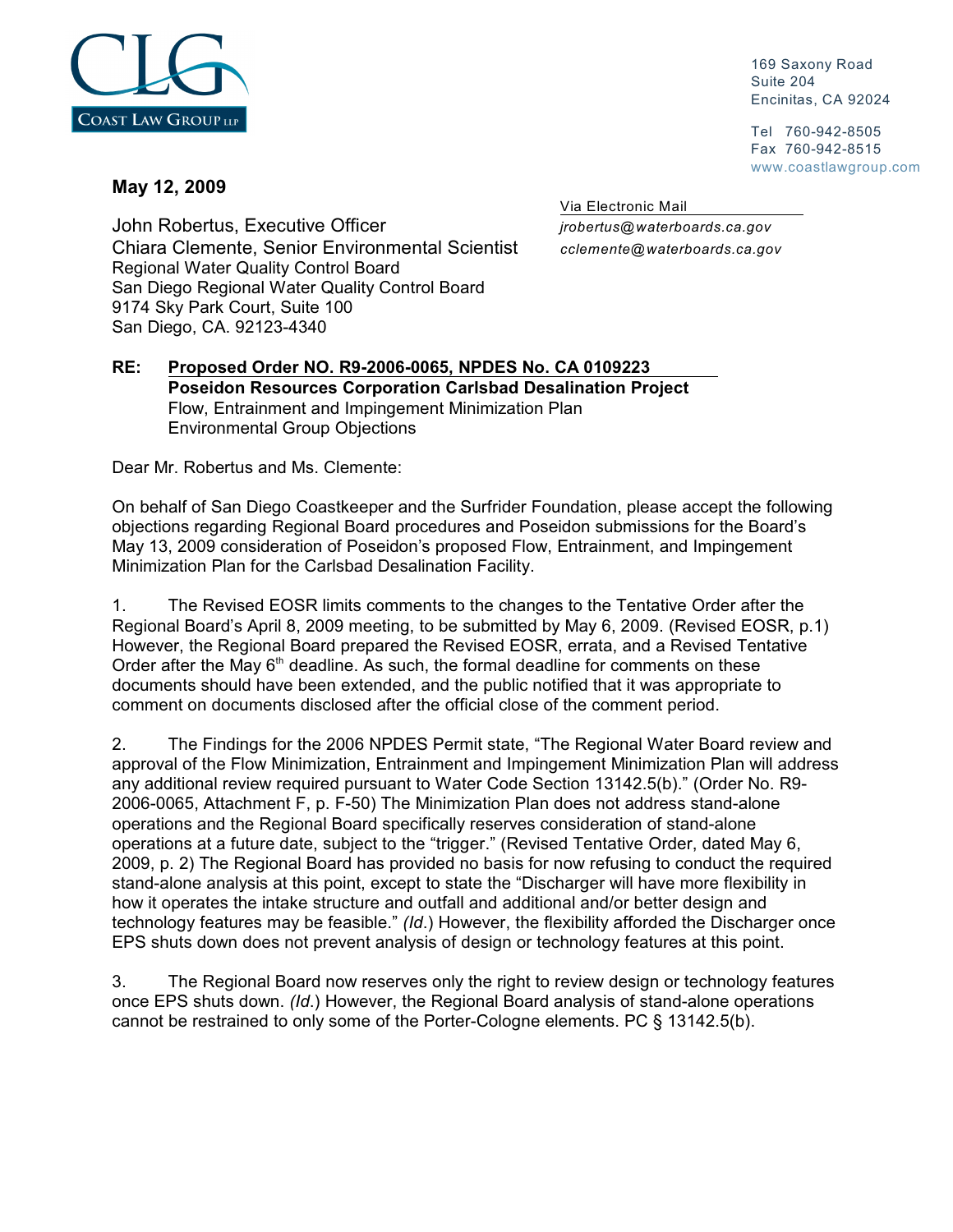CLG

COAST LAW GROUP LLP

169 Saxony Road
Suite 204
Encinitas, CA 92024

Tel 760-942-8505
Fax 760-942-8515
www.coastlawgroup.com

**May 12, 2009**

Via Electronic Mail
*jrobertus@waterboards.ca.gov*
*cclemente@waterboards.ca.gov*

John Robertus, Executive Officer
Chiara Clemente, Senior Environmental Scientist
Regional Water Quality Control Board
San Diego Regional Water Quality Control Board
9174 Sky Park Court, Suite 100
San Diego, CA. 92123-4340

**RE: Proposed Order NO. R9-2006-0065, NPDES No. CA 0109223**
**Poseidon Resources Corporation Carlsbad Desalination Project**
Flow, Entrainment and Impingement Minimization Plan
Environmental Group Objections

Dear Mr. Robertus and Ms. Clemente:

On behalf of San Diego Coastkeeper and the Surfrider Foundation, please accept the following objections regarding Regional Board procedures and Poseidon submissions for the Board's May 13, 2009 consideration of Poseidon's proposed Flow, Entrainment, and Impingement Minimization Plan for the Carlsbad Desalination Facility.

1. The Revised EOSR limits comments to the changes to the Tentative Order after the Regional Board's April 8, 2009 meeting, to be submitted by May 6, 2009. (Revised EOSR, p.1) However, the Regional Board prepared the Revised EOSR, errata, and a Revised Tentative Order after the May 6th deadline. As such, the formal deadline for comments on these documents should have been extended, and the public notified that it was appropriate to comment on documents disclosed after the official close of the comment period.

2. The Findings for the 2006 NPDES Permit state, "The Regional Water Board review and approval of the Flow Minimization, Entrainment and Impingement Minimization Plan will address any additional review required pursuant to Water Code Section 13142.5(b)." (Order No. R9-2006-0065, Attachment F, p. F-50) The Minimization Plan does not address stand-alone operations and the Regional Board specifically reserves consideration of stand-alone operations at a future date, subject to the "trigger." (Revised Tentative Order, dated May 6, 2009, p. 2) The Regional Board has provided no basis for now refusing to conduct the required stand-alone analysis at this point, except to state the "Discharger will have more flexibility in how it operates the intake structure and outfall and additional and/or better design and technology features may be feasible." *(Id.)* However, the flexibility afforded the Discharger once EPS shuts down does not prevent analysis of design or technology features at this point.

3. The Regional Board now reserves only the right to review design or technology features once EPS shuts down. *(Id.)* However, the Regional Board analysis of stand-alone operations cannot be restrained to only some of the Porter-Cologne elements. PC § 13142.5(b).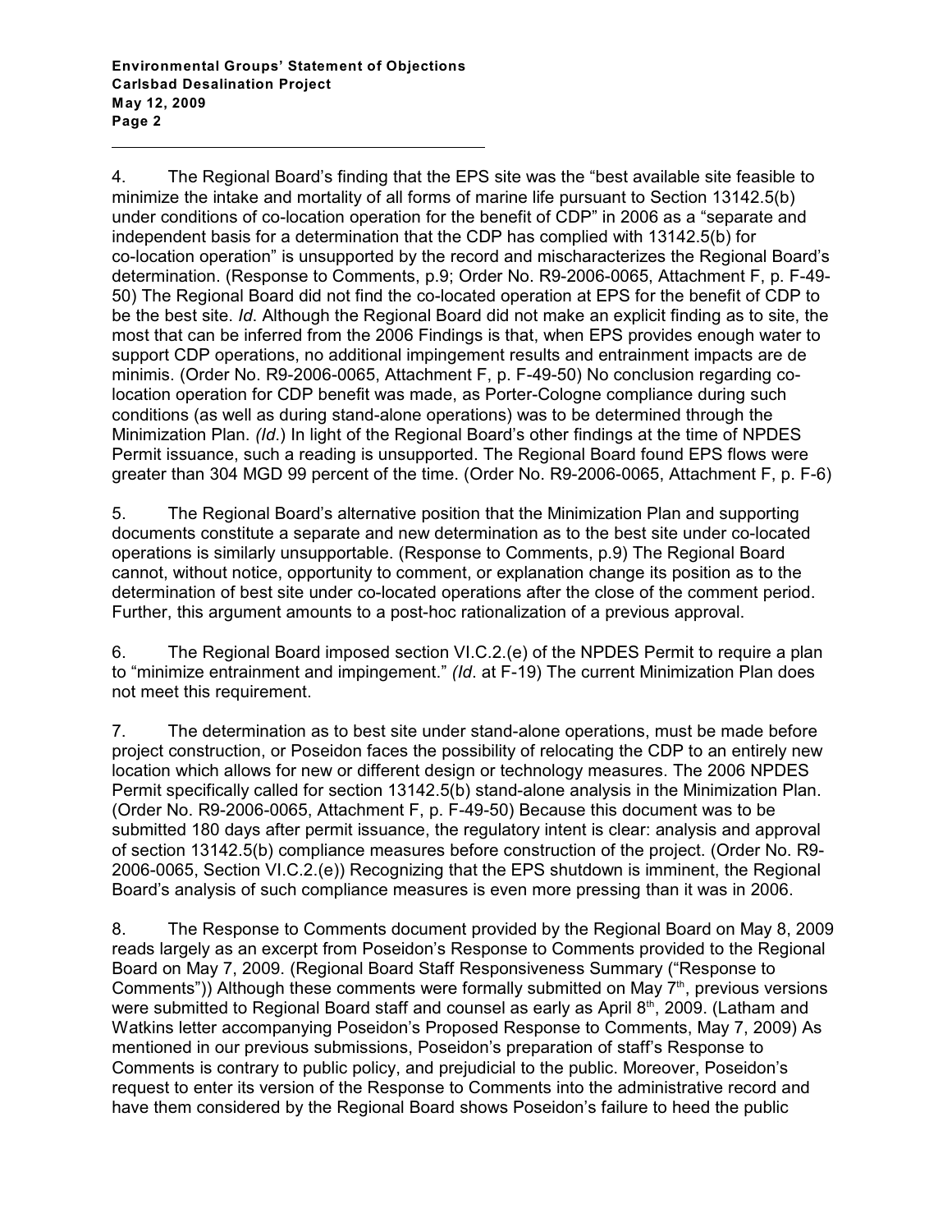4. The Regional Board's finding that the EPS site was the "best available site feasible to minimize the intake and mortality of all forms of marine life pursuant to Section 13142.5(b) under conditions of co-location operation for the benefit of CDP" in 2006 as a "separate and independent basis for a determination that the CDP has complied with 13142.5(b) for co-location operation" is unsupported by the record and mischaracterizes the Regional Board's determination. (Response to Comments, p.9; Order No. R9-2006-0065, Attachment F, p. F-49-50) The Regional Board did not find the co-located operation at EPS for the benefit of CDP to be the best site. *Id*. Although the Regional Board did not make an explicit finding as to site, the most that can be inferred from the 2006 Findings is that, when EPS provides enough water to support CDP operations, no additional impingement results and entrainment impacts are de minimis. (Order No. R9-2006-0065, Attachment F, p. F-49-50) No conclusion regarding co-location operation for CDP benefit was made, as Porter-Cologne compliance during such conditions (as well as during stand-alone operations) was to be determined through the Minimization Plan. *(Id.)* In light of the Regional Board's other findings at the time of NPDES Permit issuance, such a reading is unsupported. The Regional Board found EPS flows were greater than 304 MGD 99 percent of the time. (Order No. R9-2006-0065, Attachment F, p. F-6)

5. The Regional Board's alternative position that the Minimization Plan and supporting documents constitute a separate and new determination as to the best site under co-located operations is similarly unsupportable. (Response to Comments, p.9) The Regional Board cannot, without notice, opportunity to comment, or explanation change its position as to the determination of best site under co-located operations after the close of the comment period. Further, this argument amounts to a post-hoc rationalization of a previous approval.

6. The Regional Board imposed section VI.C.2.(e) of the NPDES Permit to require a plan to "minimize entrainment and impingement." *(Id.* at F-19) The current Minimization Plan does not meet this requirement.

7. The determination as to best site under stand-alone operations, must be made before project construction, or Poseidon faces the possibility of relocating the CDP to an entirely new location which allows for new or different design or technology measures. The 2006 NPDES Permit specifically called for section 13142.5(b) stand-alone analysis in the Minimization Plan. (Order No. R9-2006-0065, Attachment F, p. F-49-50) Because this document was to be submitted 180 days after permit issuance, the regulatory intent is clear: analysis and approval of section 13142.5(b) compliance measures before construction of the project. (Order No. R9-2006-0065, Section VI.C.2.(e)) Recognizing that the EPS shutdown is imminent, the Regional Board's analysis of such compliance measures is even more pressing than it was in 2006.

8. The Response to Comments document provided by the Regional Board on May 8, 2009 reads largely as an excerpt from Poseidon's Response to Comments provided to the Regional Board on May 7, 2009. (Regional Board Staff Responsiveness Summary ("Response to Comments")) Although these comments were formally submitted on May 7th, previous versions were submitted to Regional Board staff and counsel as early as April 8th, 2009. (Latham and Watkins letter accompanying Poseidon's Proposed Response to Comments, May 7, 2009) As mentioned in our previous submissions, Poseidon's preparation of staff's Response to Comments is contrary to public policy, and prejudicial to the public. Moreover, Poseidon's request to enter its version of the Response to Comments into the administrative record and have them considered by the Regional Board shows Poseidon's failure to heed the public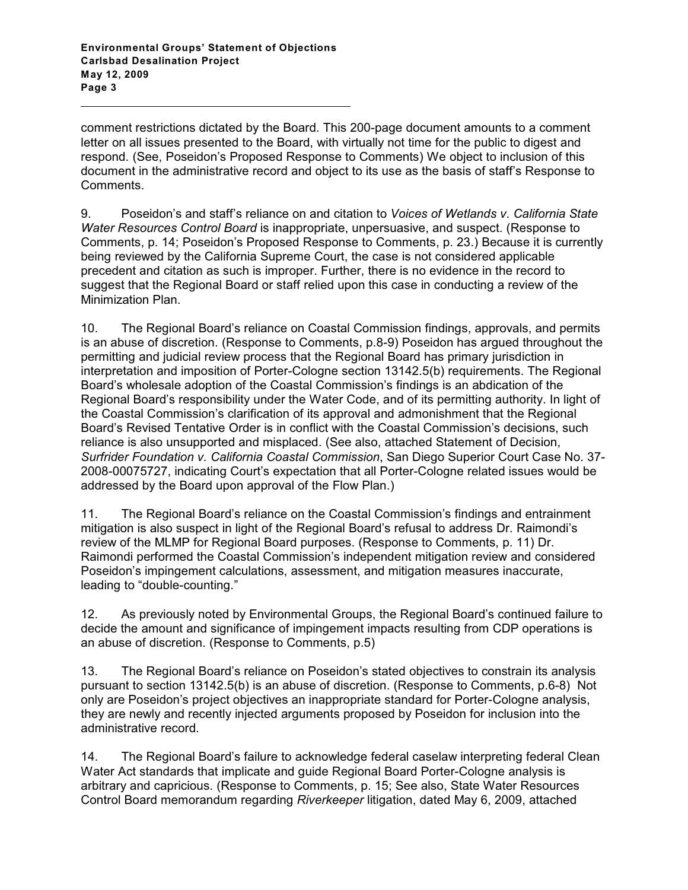comment restrictions dictated by the Board. This 200-page document amounts to a comment letter on all issues presented to the Board, with virtually not time for the public to digest and respond. (See, Poseidon's Proposed Response to Comments) We object to inclusion of this document in the administrative record and object to its use as the basis of staff's Response to Comments.

9. Poseidon's and staff's reliance on and citation to *Voices of Wetlands v. California State Water Resources Control Board* is inappropriate, unpersuasive, and suspect. (Response to Comments, p. 14; Poseidon's Proposed Response to Comments, p. 23.) Because it is currently being reviewed by the California Supreme Court, the case is not considered applicable precedent and citation as such is improper. Further, there is no evidence in the record to suggest that the Regional Board or staff relied upon this case in conducting a review of the Minimization Plan.

10. The Regional Board's reliance on Coastal Commission findings, approvals, and permits is an abuse of discretion. (Response to Comments, p.8-9) Poseidon has argued throughout the permitting and judicial review process that the Regional Board has primary jurisdiction in interpretation and imposition of Porter-Cologne section 13142.5(b) requirements. The Regional Board's wholesale adoption of the Coastal Commission's findings is an abdication of the Regional Board's responsibility under the Water Code, and of its permitting authority. In light of the Coastal Commission's clarification of its approval and admonishment that the Regional Board's Revised Tentative Order is in conflict with the Coastal Commission's decisions, such reliance is also unsupported and misplaced. (See also, attached Statement of Decision, *Surfrider Foundation v. California Coastal Commission*, San Diego Superior Court Case No. 37-2008-00075727, indicating Court's expectation that all Porter-Cologne related issues would be addressed by the Board upon approval of the Flow Plan.)

11. The Regional Board's reliance on the Coastal Commission's findings and entrainment mitigation is also suspect in light of the Regional Board's refusal to address Dr. Raimondi's review of the MLMP for Regional Board purposes. (Response to Comments, p. 11) Dr. Raimondi performed the Coastal Commission's independent mitigation review and considered Poseidon's impingement calculations, assessment, and mitigation measures inaccurate, leading to "double-counting."

12. As previously noted by Environmental Groups, the Regional Board's continued failure to decide the amount and significance of impingement impacts resulting from CDP operations is an abuse of discretion. (Response to Comments, p.5)

13. The Regional Board's reliance on Poseidon's stated objectives to constrain its analysis pursuant to section 13142.5(b) is an abuse of discretion. (Response to Comments, p.6-8) Not only are Poseidon's project objectives an inappropriate standard for Porter-Cologne analysis, they are newly and recently injected arguments proposed by Poseidon for inclusion into the administrative record.

14. The Regional Board's failure to acknowledge federal caselaw interpreting federal Clean Water Act standards that implicate and guide Regional Board Porter-Cologne analysis is arbitrary and capricious. (Response to Comments, p. 15; See also, State Water Resources Control Board memorandum regarding *Riverkeeper* litigation, dated May 6, 2009, attached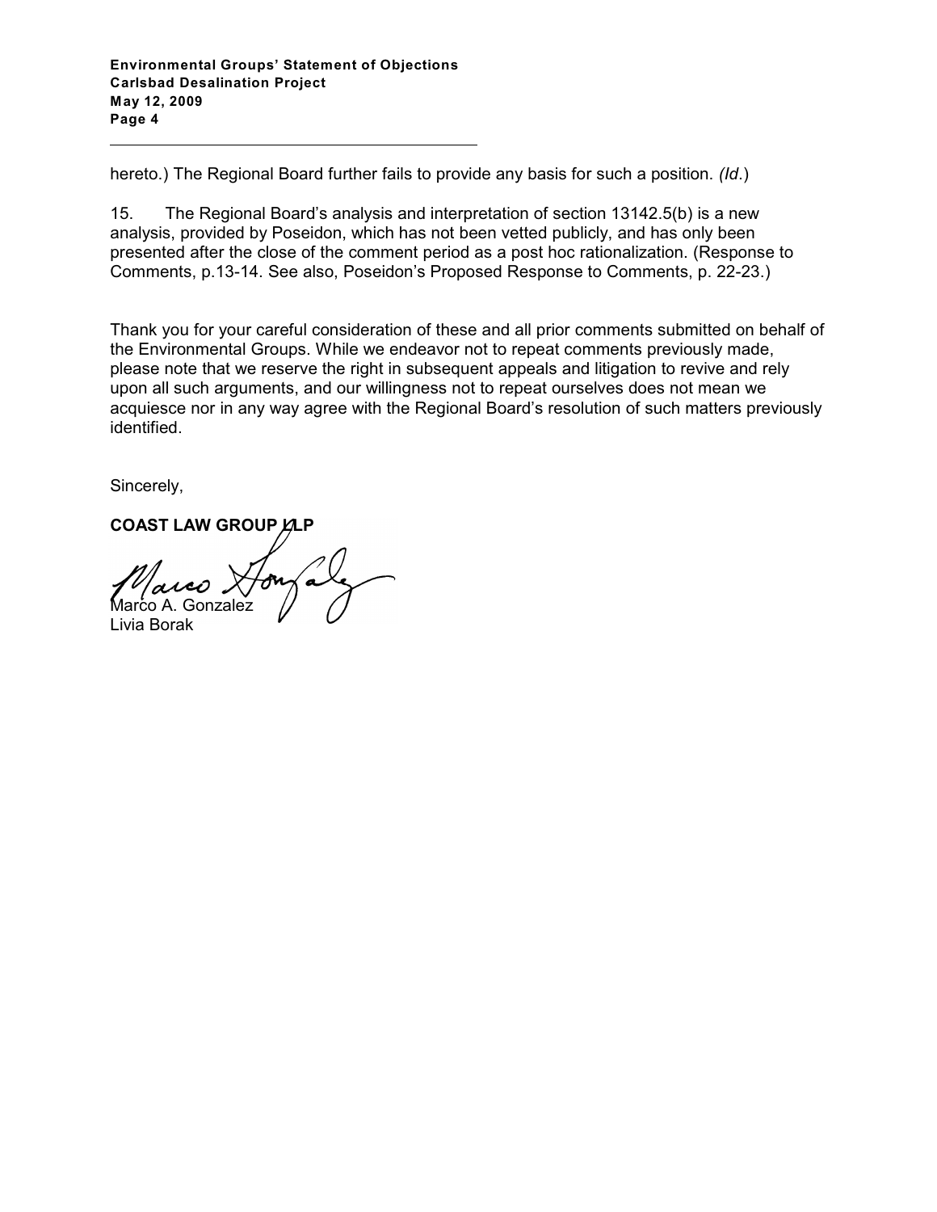hereto.) The Regional Board further fails to provide any basis for such a position. *(Id.)*

15. The Regional Board's analysis and interpretation of section 13142.5(b) is a new analysis, provided by Poseidon, which has not been vetted publicly, and has only been presented after the close of the comment period as a post hoc rationalization. (Response to Comments, p.13-14. See also, Poseidon's Proposed Response to Comments, p. 22-23.)

Thank you for your careful consideration of these and all prior comments submitted on behalf of the Environmental Groups. While we endeavor not to repeat comments previously made, please note that we reserve the right in subsequent appeals and litigation to revive and rely upon all such arguments, and our willingness not to repeat ourselves does not mean we acquiesce nor in any way agree with the Regional Board's resolution of such matters previously identified.

Sincerely,

**COAST LAW GROUP LLP**

Marco A. Gonzalez
Livia Borak